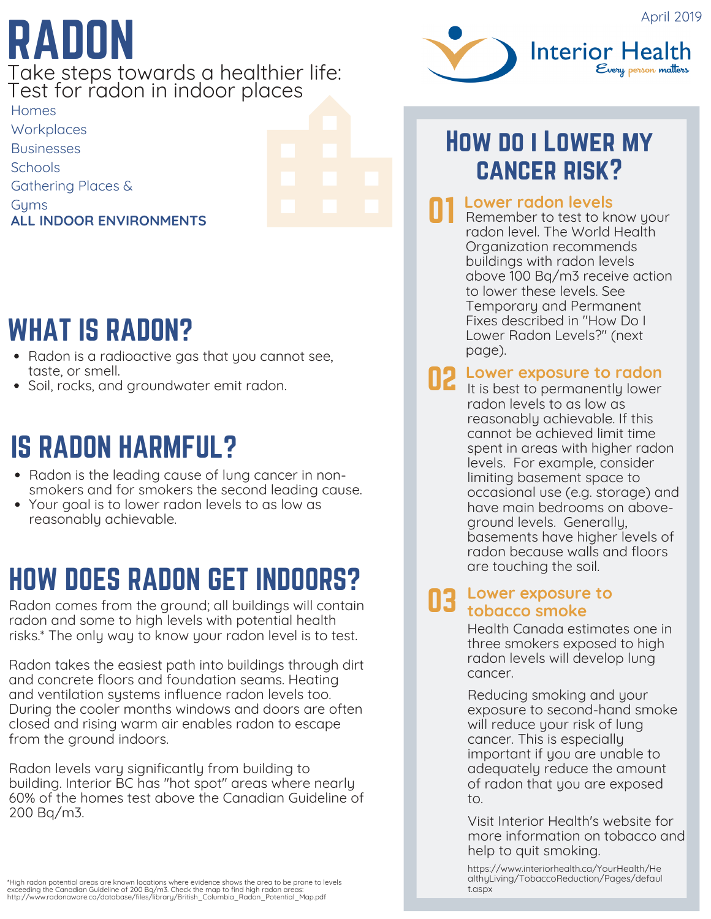April 2019

Interior Health
*Every person matters*

# RADON

Take steps towards a healthier life:
Test for radon in indoor places

- Homes
- Workplaces
- Businesses
- Schools
- Gathering Places & Gyms
- ALL INDOOR ENVIRONMENTS

## WHAT IS RADON?

- Radon is a radioactive gas that you cannot see, taste, or smell.
- Soil, rocks, and groundwater emit radon.

## IS RADON HARMFUL?

- Radon is the leading cause of lung cancer in non-smokers and for smokers the second leading cause.
- Your goal is to lower radon levels to as low as reasonably achievable.

## HOW DOES RADON GET INDOORS?

Radon comes from the ground; all buildings will contain radon and some to high levels with potential health risks.* The only way to know your radon level is to test.

Radon takes the easiest path into buildings through dirt and concrete floors and foundation seams. Heating and ventilation systems influence radon levels too. During the cooler months windows and doors are often closed and rising warm air enables radon to escape from the ground indoors.

Radon levels vary significantly from building to building. Interior BC has "hot spot" areas where nearly 60% of the homes test above the Canadian Guideline of 200 Bq/m3.

*High radon potential areas are known locations where evidence shows the area to be prone to levels exceeding the Canadian Guideline of 200 Bq/m3. Check the map to find high radon areas: http://www.radonaware.ca/database/files/library/British_Columbia_Radon_Potential_Map.pdf

## How do I Lower my cancer risk?

### 01 Lower radon levels

Remember to test to know your radon level. The World Health Organization recommends buildings with radon levels above 100 Bq/m3 receive action to lower these levels. See Temporary and Permanent Fixes described in "How Do I Lower Radon Levels?" (next page).

### 02 Lower exposure to radon

It is best to permanently lower radon levels to as low as reasonably achievable. If this cannot be achieved limit time spent in areas with higher radon levels. For example, consider limiting basement space to occasional use (e.g. storage) and have main bedrooms on above-ground levels. Generally, basements have higher levels of radon because walls and floors are touching the soil.

### 03 Lower exposure to tobacco smoke

Health Canada estimates one in three smokers exposed to high radon levels will develop lung cancer.

Reducing smoking and your exposure to second-hand smoke will reduce your risk of lung cancer. This is especially important if you are unable to adequately reduce the amount of radon that you are exposed to.

Visit Interior Health's website for more information on tobacco and help to quit smoking.

https://www.interiorhealth.ca/YourHealth/HealthyLiving/TobaccoReduction/Pages/default.aspx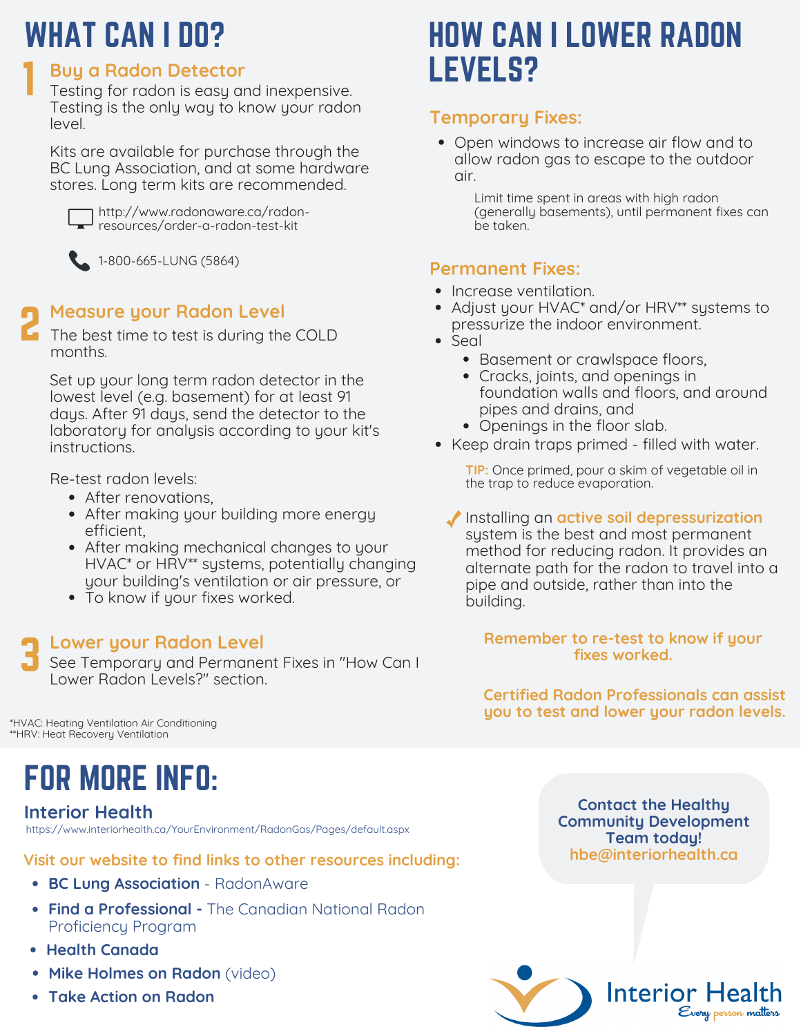# WHAT CAN I DO?

## 1 Buy a Radon Detector

Testing for radon is easy and inexpensive. Testing is the only way to know your radon level.

Kits are available for purchase through the BC Lung Association, and at some hardware stores. Long term kits are recommended.

http://www.radonaware.ca/radon-resources/order-a-radon-test-kit

1-800-665-LUNG (5864)

## 2 Measure your Radon Level

The best time to test is during the COLD months.

Set up your long term radon detector in the lowest level (e.g. basement) for at least 91 days. After 91 days, send the detector to the laboratory for analysis according to your kit's instructions.

Re-test radon levels:

- After renovations,
- After making your building more energy efficient,
- After making mechanical changes to your HVAC* or HRV** systems, potentially changing your building's ventilation or air pressure, or
- To know if your fixes worked.

## 3 Lower your Radon Level

See Temporary and Permanent Fixes in "How Can I Lower Radon Levels?" section.

*HVAC: Heating Ventilation Air Conditioning
**HRV: Heat Recovery Ventilation

# HOW CAN I LOWER RADON LEVELS?

## Temporary Fixes:

- Open windows to increase air flow and to allow radon gas to escape to the outdoor air.

Limit time spent in areas with high radon (generally basements), until permanent fixes can be taken.

## Permanent Fixes:

- Increase ventilation.
- Adjust your HVAC* and/or HRV** systems to pressurize the indoor environment.
- Seal
  - Basement or crawlspace floors,
  - Cracks, joints, and openings in foundation walls and floors, and around pipes and drains, and
  - Openings in the floor slab.
- Keep drain traps primed - filled with water.

**TIP:** Once primed, pour a skim of vegetable oil in the trap to reduce evaporation.

✓ Installing an **active soil depressurization** system is the best and most permanent method for reducing radon. It provides an alternate path for the radon to travel into a pipe and outside, rather than into the building.

**Remember to re-test to know if your fixes worked.**

**Certified Radon Professionals can assist you to test and lower your radon levels.**

# FOR MORE INFO:

## Interior Health

https://www.interiorhealth.ca/YourEnvironment/RadonGas/Pages/default.aspx

**Visit our website to find links to other resources including:**

- **BC Lung Association** - RadonAware
- **Find a Professional -** The Canadian National Radon Proficiency Program
- **Health Canada**
- **Mike Holmes on Radon** (video)
- **Take Action on Radon**

**Contact the Healthy Community Development Team today!**
**hbe@interiorhealth.ca**

Interior Health
*Every person matters*